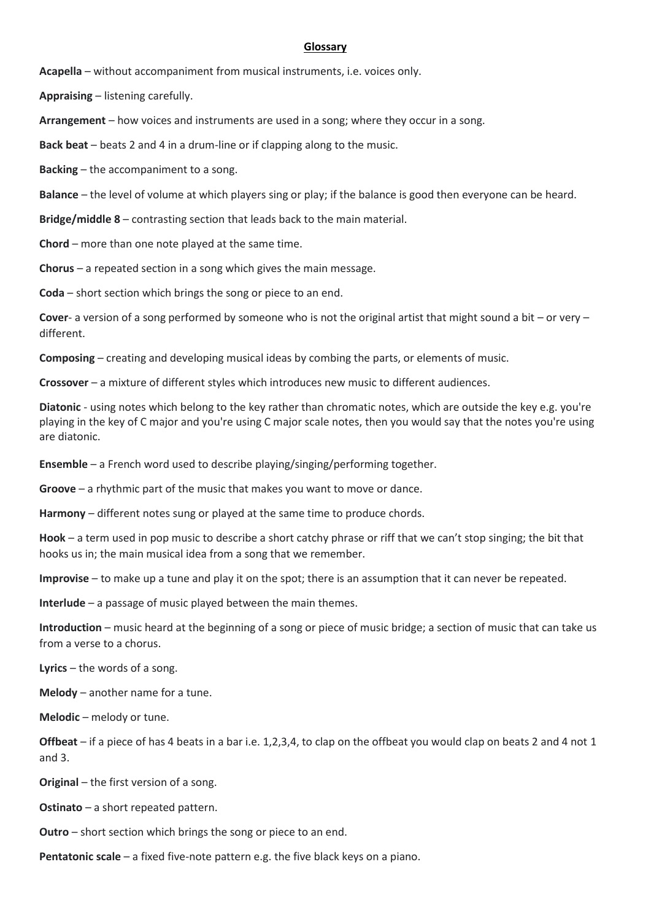## Glossary

**Acapella** – without accompaniment from musical instruments, i.e. voices only.

**Appraising** – listening carefully.

**Arrangement** – how voices and instruments are used in a song; where they occur in a song.

**Back beat** – beats 2 and 4 in a drum-line or if clapping along to the music.

**Backing** – the accompaniment to a song.

**Balance** – the level of volume at which players sing or play; if the balance is good then everyone can be heard.

**Bridge/middle 8** – contrasting section that leads back to the main material.

**Chord** – more than one note played at the same time.

**Chorus** – a repeated section in a song which gives the main message.

**Coda** – short section which brings the song or piece to an end.

**Cover**- a version of a song performed by someone who is not the original artist that might sound a bit – or very – different.

**Composing** – creating and developing musical ideas by combing the parts, or elements of music.

**Crossover** – a mixture of different styles which introduces new music to different audiences.

**Diatonic** - using notes which belong to the key rather than chromatic notes, which are outside the key e.g. you're playing in the key of C major and you're using C major scale notes, then you would say that the notes you're using are diatonic.

**Ensemble** – a French word used to describe playing/singing/performing together.

**Groove** – a rhythmic part of the music that makes you want to move or dance.

**Harmony** – different notes sung or played at the same time to produce chords.

**Hook** – a term used in pop music to describe a short catchy phrase or riff that we can't stop singing; the bit that hooks us in; the main musical idea from a song that we remember.

**Improvise** – to make up a tune and play it on the spot; there is an assumption that it can never be repeated.

**Interlude** – a passage of music played between the main themes.

**Introduction** – music heard at the beginning of a song or piece of music bridge; a section of music that can take us from a verse to a chorus.

**Lyrics** – the words of a song.

**Melody** – another name for a tune.

**Melodic** – melody or tune.

**Offbeat** – if a piece of has 4 beats in a bar i.e. 1,2,3,4, to clap on the offbeat you would clap on beats 2 and 4 not 1 and 3.

**Original** – the first version of a song.

**Ostinato** – a short repeated pattern.

**Outro** – short section which brings the song or piece to an end.

**Pentatonic scale** – a fixed five-note pattern e.g. the five black keys on a piano.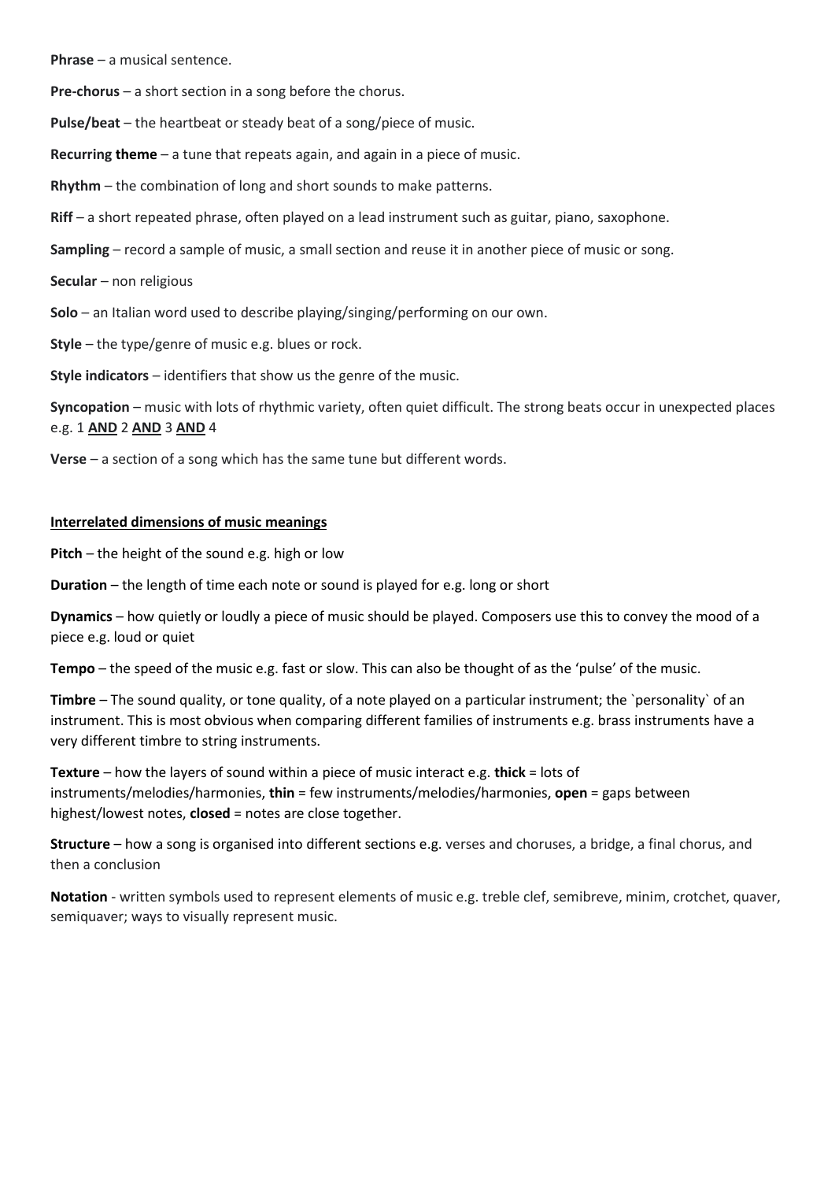**Phrase** – a musical sentence.

**Pre-chorus** – a short section in a song before the chorus.

**Pulse/beat** – the heartbeat or steady beat of a song/piece of music.

**Recurring theme** – a tune that repeats again, and again in a piece of music.

**Rhythm** – the combination of long and short sounds to make patterns.

**Riff** – a short repeated phrase, often played on a lead instrument such as guitar, piano, saxophone.

**Sampling** – record a sample of music, a small section and reuse it in another piece of music or song.

**Secular** – non religious

**Solo** – an Italian word used to describe playing/singing/performing on our own.

**Style** – the type/genre of music e.g. blues or rock.

**Style indicators** – identifiers that show us the genre of the music.

**Syncopation** – music with lots of rhythmic variety, often quiet difficult. The strong beats occur in unexpected places e.g. 1 **AND** 2 **AND** 3 **AND** 4

**Verse** – a section of a song which has the same tune but different words.

## Interrelated dimensions of music meanings

**Pitch** – the height of the sound e.g. high or low

**Duration** – the length of time each note or sound is played for e.g. long or short

**Dynamics** – how quietly or loudly a piece of music should be played. Composers use this to convey the mood of a piece e.g. loud or quiet

**Tempo** – the speed of the music e.g. fast or slow. This can also be thought of as the 'pulse' of the music.

**Timbre** – The sound quality, or tone quality, of a note played on a particular instrument; the `personality` of an instrument. This is most obvious when comparing different families of instruments e.g. brass instruments have a very different timbre to string instruments.

**Texture** – how the layers of sound within a piece of music interact e.g. **thick** = lots of instruments/melodies/harmonies, **thin** = few instruments/melodies/harmonies, **open** = gaps between highest/lowest notes, **closed** = notes are close together.

**Structure** – how a song is organised into different sections e.g. verses and choruses, a bridge, a final chorus, and then a conclusion

**Notation** - written symbols used to represent elements of music e.g. treble clef, semibreve, minim, crotchet, quaver, semiquaver; ways to visually represent music.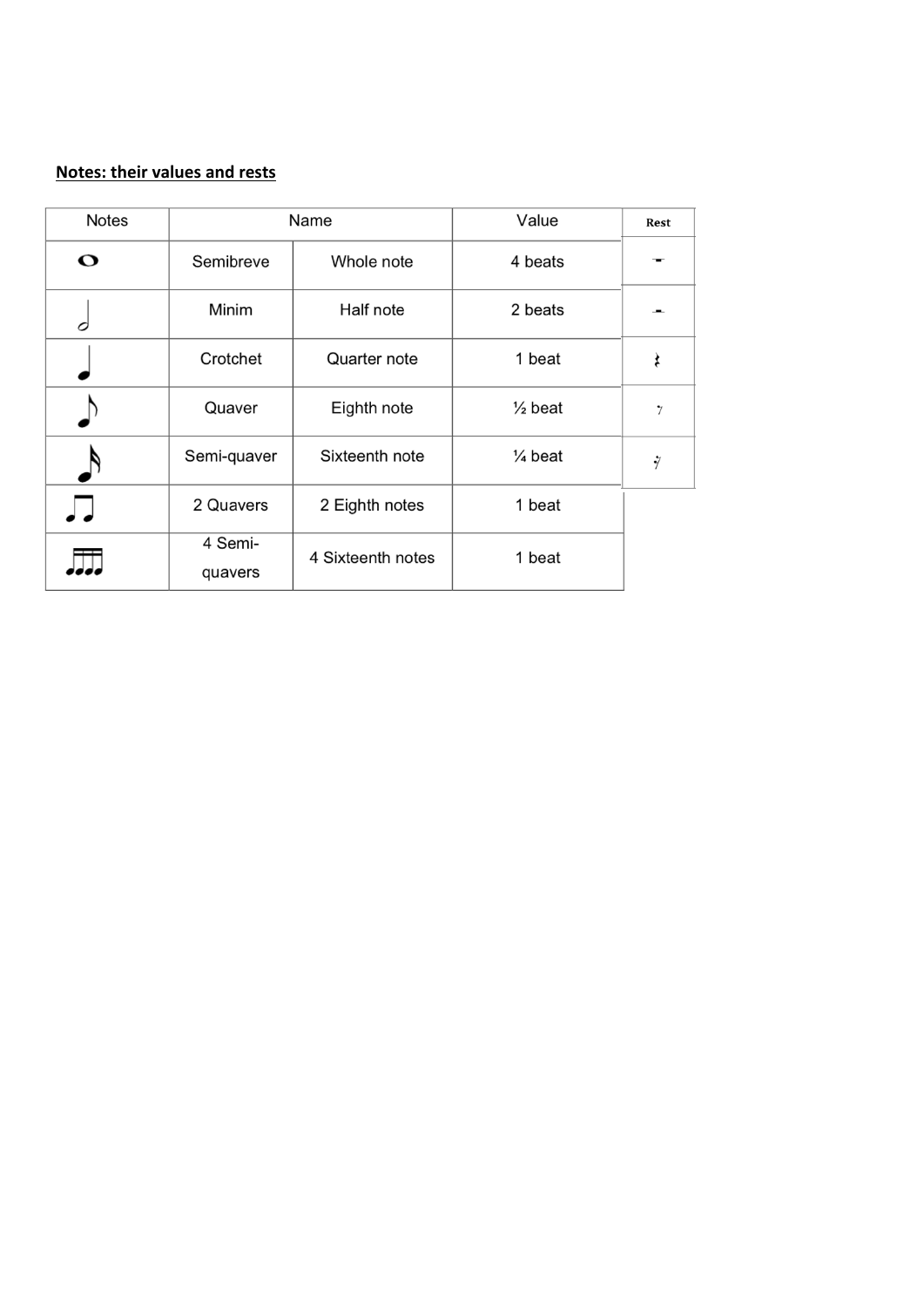**Notes: their values and rests**

| Notes | Name | | Value | Rest |
|---|---|---|---|---|
| 𝅝 | Semibreve | Whole note | 4 beats | 𝄻 |
| 𝅗𝅥 | Minim | Half note | 2 beats | 𝄼 |
| ♩ | Crotchet | Quarter note | 1 beat | 𝄽 |
| ♪ | Quaver | Eighth note | ½ beat | 𝄾 |
| 𝅘𝅥𝅯 | Semi-quaver | Sixteenth note | ¼ beat | 𝄿 |
| ♫ | 2 Quavers | 2 Eighth notes | 1 beat | |
| ♬ | 4 Semi-quavers | 4 Sixteenth notes | 1 beat | |